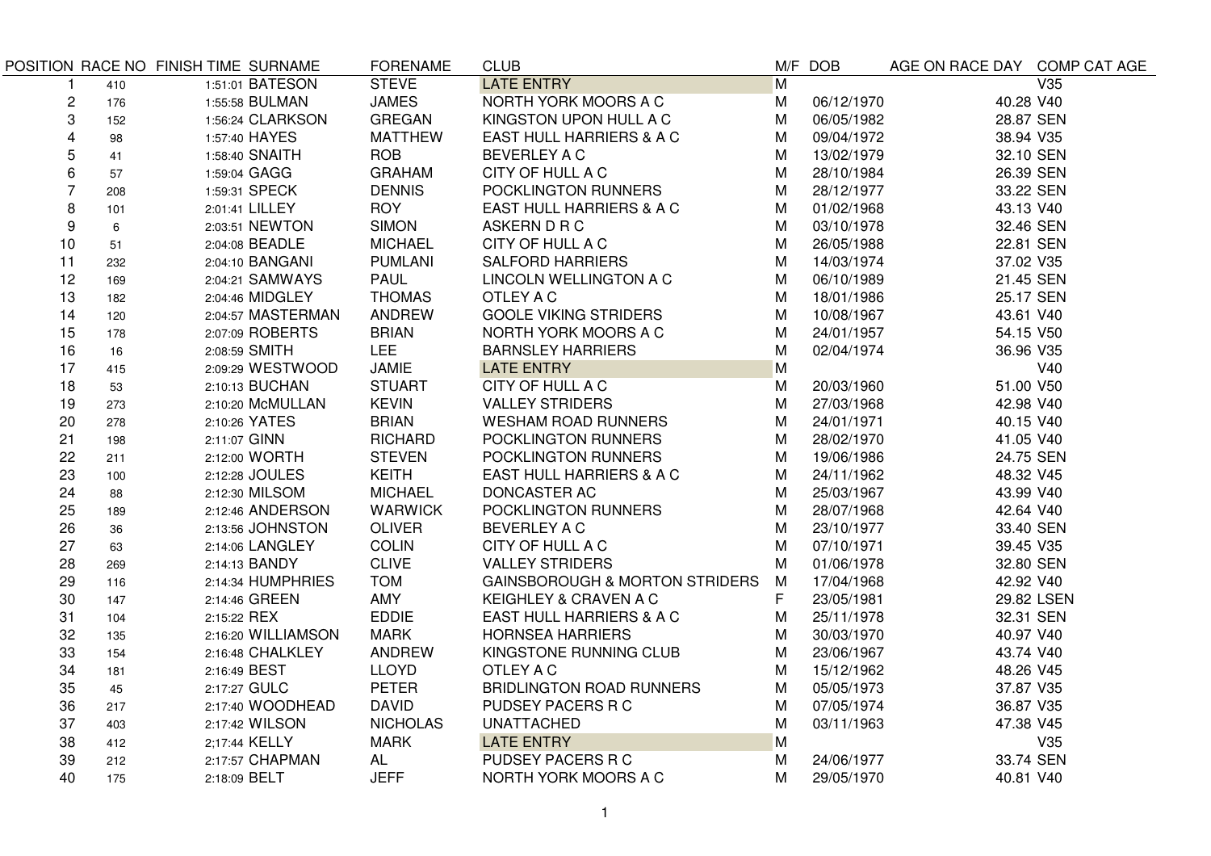| POSITION | RACE NO | FINISH TIME | SURNAME | FORENAME | CLUB | M/F | DOB | AGE ON RACE DAY | COMP CAT AGE |
|---|---|---|---|---|---|---|---|---|---|
| 1 | 410 | 1:51:01 | BATESON | STEVE | LATE ENTRY | M | | | V35 |
| 2 | 176 | 1:55:58 | BULMAN | JAMES | NORTH YORK MOORS A C | M | 06/12/1970 | 40.28 | V40 |
| 3 | 152 | 1:56:24 | CLARKSON | GREGAN | KINGSTON UPON HULL A C | M | 06/05/1982 | 28.87 | SEN |
| 4 | 98 | 1:57:40 | HAYES | MATTHEW | EAST HULL HARRIERS & A C | M | 09/04/1972 | 38.94 | V35 |
| 5 | 41 | 1:58:40 | SNAITH | ROB | BEVERLEY A C | M | 13/02/1979 | 32.10 | SEN |
| 6 | 57 | 1:59:04 | GAGG | GRAHAM | CITY OF HULL A C | M | 28/10/1984 | 26.39 | SEN |
| 7 | 208 | 1:59:31 | SPECK | DENNIS | POCKLINGTON RUNNERS | M | 28/12/1977 | 33.22 | SEN |
| 8 | 101 | 2:01:41 | LILLEY | ROY | EAST HULL HARRIERS & A C | M | 01/02/1968 | 43.13 | V40 |
| 9 | 6 | 2:03:51 | NEWTON | SIMON | ASKERN D R C | M | 03/10/1978 | 32.46 | SEN |
| 10 | 51 | 2:04:08 | BEADLE | MICHAEL | CITY OF HULL A C | M | 26/05/1988 | 22.81 | SEN |
| 11 | 232 | 2:04:10 | BANGANI | PUMLANI | SALFORD HARRIERS | M | 14/03/1974 | 37.02 | V35 |
| 12 | 169 | 2:04:21 | SAMWAYS | PAUL | LINCOLN WELLINGTON A C | M | 06/10/1989 | 21.45 | SEN |
| 13 | 182 | 2:04:46 | MIDGLEY | THOMAS | OTLEY A C | M | 18/01/1986 | 25.17 | SEN |
| 14 | 120 | 2:04:57 | MASTERMAN | ANDREW | GOOLE VIKING STRIDERS | M | 10/08/1967 | 43.61 | V40 |
| 15 | 178 | 2:07:09 | ROBERTS | BRIAN | NORTH YORK MOORS A C | M | 24/01/1957 | 54.15 | V50 |
| 16 | 16 | 2:08:59 | SMITH | LEE | BARNSLEY HARRIERS | M | 02/04/1974 | 36.96 | V35 |
| 17 | 415 | 2:09:29 | WESTWOOD | JAMIE | LATE ENTRY | M | | | V40 |
| 18 | 53 | 2:10:13 | BUCHAN | STUART | CITY OF HULL A C | M | 20/03/1960 | 51.00 | V50 |
| 19 | 273 | 2:10:20 | McMULLAN | KEVIN | VALLEY STRIDERS | M | 27/03/1968 | 42.98 | V40 |
| 20 | 278 | 2:10:26 | YATES | BRIAN | WESHAM ROAD RUNNERS | M | 24/01/1971 | 40.15 | V40 |
| 21 | 198 | 2:11:07 | GINN | RICHARD | POCKLINGTON RUNNERS | M | 28/02/1970 | 41.05 | V40 |
| 22 | 211 | 2:12:00 | WORTH | STEVEN | POCKLINGTON RUNNERS | M | 19/06/1986 | 24.75 | SEN |
| 23 | 100 | 2:12:28 | JOULES | KEITH | EAST HULL HARRIERS & A C | M | 24/11/1962 | 48.32 | V45 |
| 24 | 88 | 2:12:30 | MILSOM | MICHAEL | DONCASTER AC | M | 25/03/1967 | 43.99 | V40 |
| 25 | 189 | 2:12:46 | ANDERSON | WARWICK | POCKLINGTON RUNNERS | M | 28/07/1968 | 42.64 | V40 |
| 26 | 36 | 2:13:56 | JOHNSTON | OLIVER | BEVERLEY A C | M | 23/10/1977 | 33.40 | SEN |
| 27 | 63 | 2:14:06 | LANGLEY | COLIN | CITY OF HULL A C | M | 07/10/1971 | 39.45 | V35 |
| 28 | 269 | 2:14:13 | BANDY | CLIVE | VALLEY STRIDERS | M | 01/06/1978 | 32.80 | SEN |
| 29 | 116 | 2:14:34 | HUMPHRIES | TOM | GAINSBOROUGH & MORTON STRIDERS | M | 17/04/1968 | 42.92 | V40 |
| 30 | 147 | 2:14:46 | GREEN | AMY | KEIGHLEY & CRAVEN A C | F | 23/05/1981 | 29.82 | LSEN |
| 31 | 104 | 2:15:22 | REX | EDDIE | EAST HULL HARRIERS & A C | M | 25/11/1978 | 32.31 | SEN |
| 32 | 135 | 2:16:20 | WILLIAMSON | MARK | HORNSEA HARRIERS | M | 30/03/1970 | 40.97 | V40 |
| 33 | 154 | 2:16:48 | CHALKLEY | ANDREW | KINGSTONE RUNNING CLUB | M | 23/06/1967 | 43.74 | V40 |
| 34 | 181 | 2:16:49 | BEST | LLOYD | OTLEY A C | M | 15/12/1962 | 48.26 | V45 |
| 35 | 45 | 2:17:27 | GULC | PETER | BRIDLINGTON ROAD RUNNERS | M | 05/05/1973 | 37.87 | V35 |
| 36 | 217 | 2:17:40 | WOODHEAD | DAVID | PUDSEY PACERS R C | M | 07/05/1974 | 36.87 | V35 |
| 37 | 403 | 2:17:42 | WILSON | NICHOLAS | UNATTACHED | M | 03/11/1963 | 47.38 | V45 |
| 38 | 412 | 2;17:44 | KELLY | MARK | LATE ENTRY | M | | | V35 |
| 39 | 212 | 2:17:57 | CHAPMAN | AL | PUDSEY PACERS R C | M | 24/06/1977 | 33.74 | SEN |
| 40 | 175 | 2:18:09 | BELT | JEFF | NORTH YORK MOORS A C | M | 29/05/1970 | 40.81 | V40 |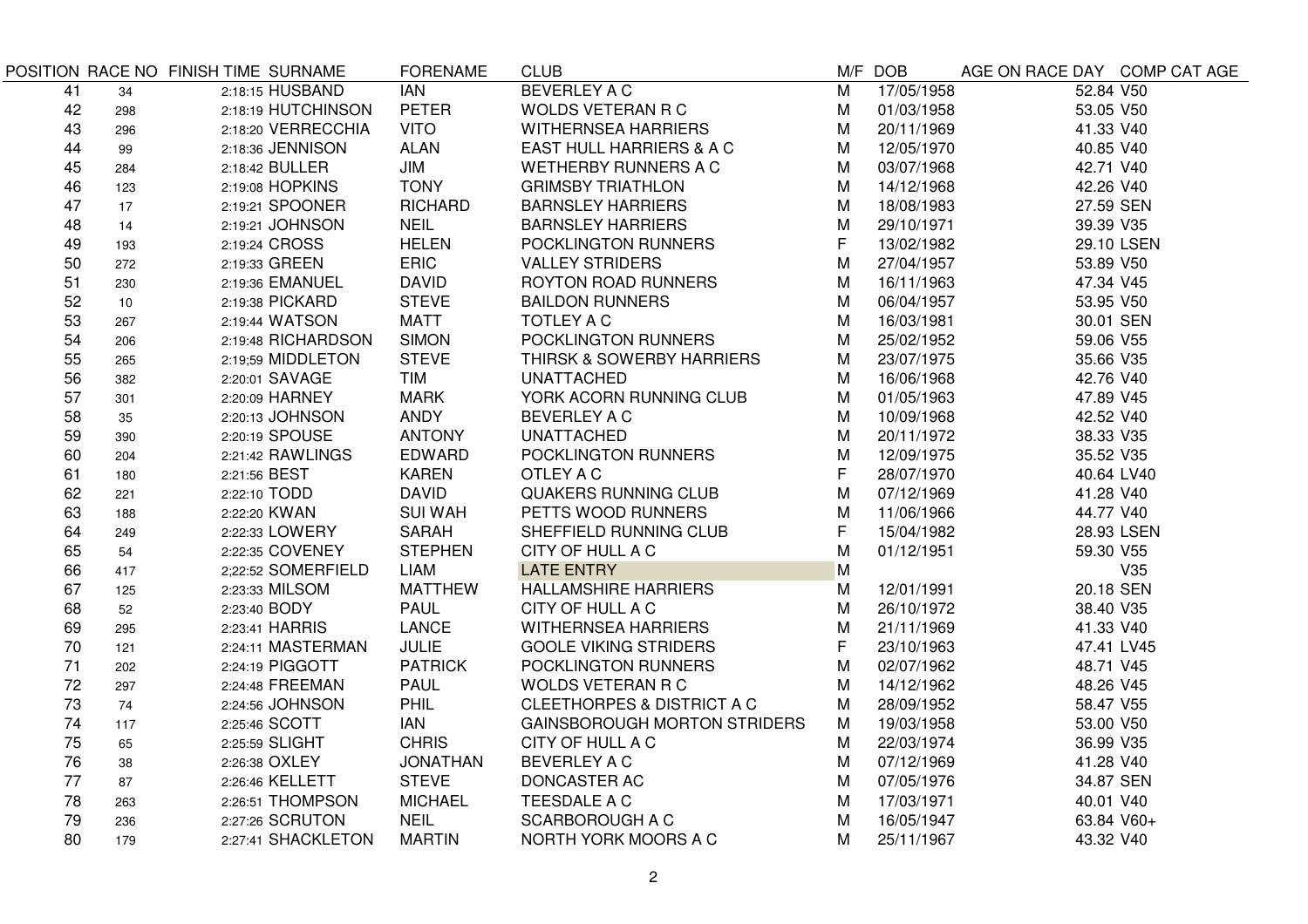| POSITION | RACE NO | FINISH TIME | SURNAME | FORENAME | CLUB | M/F | DOB | AGE ON RACE DAY | COMP CAT AGE |
|---|---|---|---|---|---|---|---|---|---|
| 41 | 34 | 2:18:15 | HUSBAND | IAN | BEVERLEY A C | M | 17/05/1958 | 52.84 | V50 |
| 42 | 298 | 2:18:19 | HUTCHINSON | PETER | WOLDS VETERAN R C | M | 01/03/1958 | 53.05 | V50 |
| 43 | 296 | 2:18:20 | VERRECCHIA | VITO | WITHERNSEA HARRIERS | M | 20/11/1969 | 41.33 | V40 |
| 44 | 99 | 2:18:36 | JENNISON | ALAN | EAST HULL HARRIERS & A C | M | 12/05/1970 | 40.85 | V40 |
| 45 | 284 | 2:18:42 | BULLER | JIM | WETHERBY RUNNERS A C | M | 03/07/1968 | 42.71 | V40 |
| 46 | 123 | 2:19:08 | HOPKINS | TONY | GRIMSBY TRIATHLON | M | 14/12/1968 | 42.26 | V40 |
| 47 | 17 | 2:19:21 | SPOONER | RICHARD | BARNSLEY HARRIERS | M | 18/08/1983 | 27.59 | SEN |
| 48 | 14 | 2:19:21 | JOHNSON | NEIL | BARNSLEY HARRIERS | M | 29/10/1971 | 39.39 | V35 |
| 49 | 193 | 2:19:24 | CROSS | HELEN | POCKLINGTON RUNNERS | F | 13/02/1982 | 29.10 | LSEN |
| 50 | 272 | 2:19:33 | GREEN | ERIC | VALLEY STRIDERS | M | 27/04/1957 | 53.89 | V50 |
| 51 | 230 | 2:19:36 | EMANUEL | DAVID | ROYTON ROAD RUNNERS | M | 16/11/1963 | 47.34 | V45 |
| 52 | 10 | 2:19:38 | PICKARD | STEVE | BAILDON RUNNERS | M | 06/04/1957 | 53.95 | V50 |
| 53 | 267 | 2:19:44 | WATSON | MATT | TOTLEY A C | M | 16/03/1981 | 30.01 | SEN |
| 54 | 206 | 2:19:48 | RICHARDSON | SIMON | POCKLINGTON RUNNERS | M | 25/02/1952 | 59.06 | V55 |
| 55 | 265 | 2:19;59 | MIDDLETON | STEVE | THIRSK & SOWERBY HARRIERS | M | 23/07/1975 | 35.66 | V35 |
| 56 | 382 | 2:20:01 | SAVAGE | TIM | UNATTACHED | M | 16/06/1968 | 42.76 | V40 |
| 57 | 301 | 2:20:09 | HARNEY | MARK | YORK ACORN RUNNING CLUB | M | 01/05/1963 | 47.89 | V45 |
| 58 | 35 | 2:20:13 | JOHNSON | ANDY | BEVERLEY A C | M | 10/09/1968 | 42.52 | V40 |
| 59 | 390 | 2:20:19 | SPOUSE | ANTONY | UNATTACHED | M | 20/11/1972 | 38.33 | V35 |
| 60 | 204 | 2:21:42 | RAWLINGS | EDWARD | POCKLINGTON RUNNERS | M | 12/09/1975 | 35.52 | V35 |
| 61 | 180 | 2:21:56 | BEST | KAREN | OTLEY A C | F | 28/07/1970 | 40.64 | LV40 |
| 62 | 221 | 2:22:10 | TODD | DAVID | QUAKERS RUNNING CLUB | M | 07/12/1969 | 41.28 | V40 |
| 63 | 188 | 2:22:20 | KWAN | SUI WAH | PETTS WOOD RUNNERS | M | 11/06/1966 | 44.77 | V40 |
| 64 | 249 | 2:22:33 | LOWERY | SARAH | SHEFFIELD RUNNING CLUB | F | 15/04/1982 | 28.93 | LSEN |
| 65 | 54 | 2:22:35 | COVENEY | STEPHEN | CITY OF HULL A C | M | 01/12/1951 | 59.30 | V55 |
| 66 | 417 | 2;22:52 | SOMERFIELD | LIAM | LATE ENTRY | M | | | V35 |
| 67 | 125 | 2:23:33 | MILSOM | MATTHEW | HALLAMSHIRE HARRIERS | M | 12/01/1991 | 20.18 | SEN |
| 68 | 52 | 2:23:40 | BODY | PAUL | CITY OF HULL A C | M | 26/10/1972 | 38.40 | V35 |
| 69 | 295 | 2:23:41 | HARRIS | LANCE | WITHERNSEA HARRIERS | M | 21/11/1969 | 41.33 | V40 |
| 70 | 121 | 2:24:11 | MASTERMAN | JULIE | GOOLE VIKING STRIDERS | F | 23/10/1963 | 47.41 | LV45 |
| 71 | 202 | 2:24:19 | PIGGOTT | PATRICK | POCKLINGTON RUNNERS | M | 02/07/1962 | 48.71 | V45 |
| 72 | 297 | 2:24:48 | FREEMAN | PAUL | WOLDS VETERAN R C | M | 14/12/1962 | 48.26 | V45 |
| 73 | 74 | 2:24:56 | JOHNSON | PHIL | CLEETHORPES & DISTRICT A C | M | 28/09/1952 | 58.47 | V55 |
| 74 | 117 | 2:25:46 | SCOTT | IAN | GAINSBOROUGH MORTON STRIDERS | M | 19/03/1958 | 53.00 | V50 |
| 75 | 65 | 2:25:59 | SLIGHT | CHRIS | CITY OF HULL A C | M | 22/03/1974 | 36.99 | V35 |
| 76 | 38 | 2:26:38 | OXLEY | JONATHAN | BEVERLEY A C | M | 07/12/1969 | 41.28 | V40 |
| 77 | 87 | 2:26:46 | KELLETT | STEVE | DONCASTER AC | M | 07/05/1976 | 34.87 | SEN |
| 78 | 263 | 2:26:51 | THOMPSON | MICHAEL | TEESDALE A C | M | 17/03/1971 | 40.01 | V40 |
| 79 | 236 | 2:27:26 | SCRUTON | NEIL | SCARBOROUGH A C | M | 16/05/1947 | 63.84 | V60+ |
| 80 | 179 | 2:27:41 | SHACKLETON | MARTIN | NORTH YORK MOORS A C | M | 25/11/1967 | 43.32 | V40 |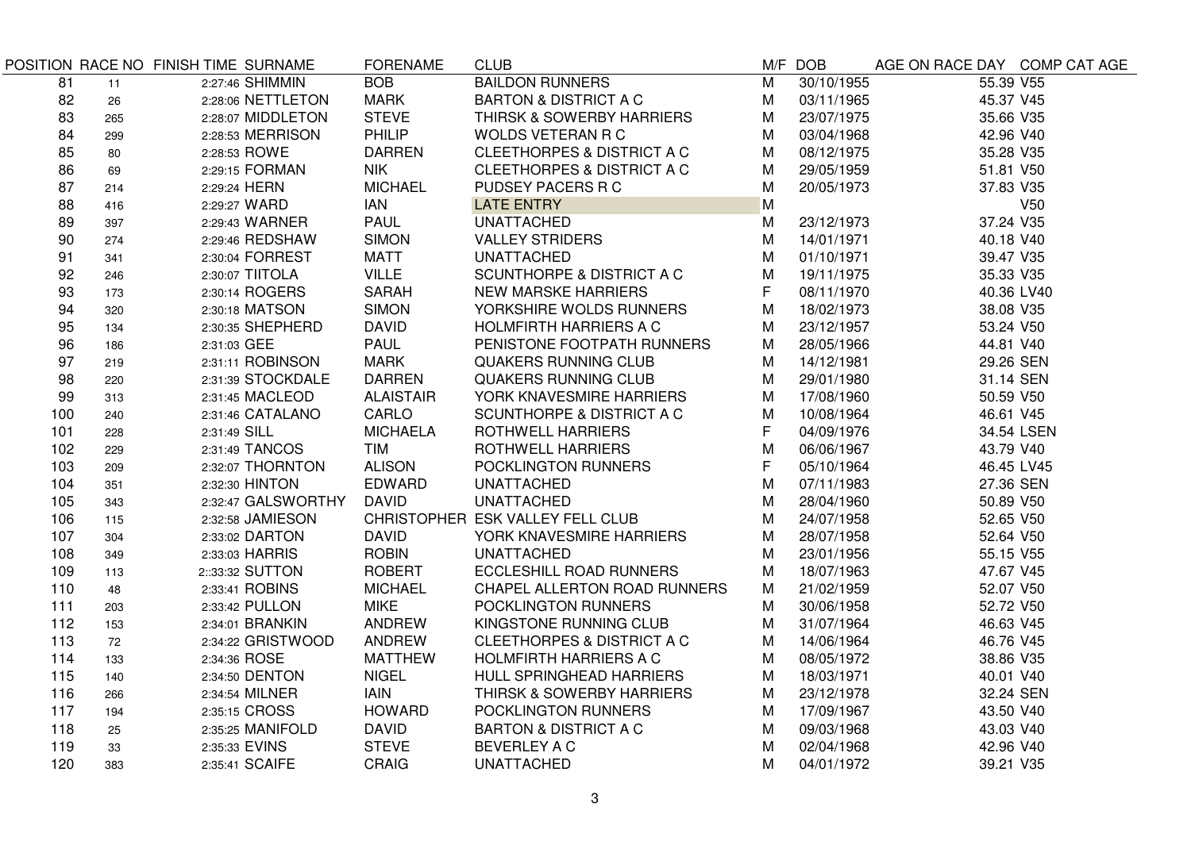| POSITION | RACE NO | FINISH TIME | SURNAME | FORENAME | CLUB | M/F | DOB | AGE ON RACE DAY | COMP CAT AGE |
|---|---|---|---|---|---|---|---|---|---|
| 81 | 11 | 2:27:46 | SHIMMIN | BOB | BAILDON RUNNERS | M | 30/10/1955 | 55.39 | V55 |
| 82 | 26 | 2:28:06 | NETTLETON | MARK | BARTON & DISTRICT A C | M | 03/11/1965 | 45.37 | V45 |
| 83 | 265 | 2:28:07 | MIDDLETON | STEVE | THIRSK & SOWERBY HARRIERS | M | 23/07/1975 | 35.66 | V35 |
| 84 | 299 | 2:28:53 | MERRISON | PHILIP | WOLDS VETERAN R C | M | 03/04/1968 | 42.96 | V40 |
| 85 | 80 | 2:28:53 | ROWE | DARREN | CLEETHORPES & DISTRICT A C | M | 08/12/1975 | 35.28 | V35 |
| 86 | 69 | 2:29:15 | FORMAN | NIK | CLEETHORPES & DISTRICT A C | M | 29/05/1959 | 51.81 | V50 |
| 87 | 214 | 2:29:24 | HERN | MICHAEL | PUDSEY PACERS R C | M | 20/05/1973 | 37.83 | V35 |
| 88 | 416 | 2:29:27 | WARD | IAN | LATE ENTRY | M | | | V50 |
| 89 | 397 | 2:29:43 | WARNER | PAUL | UNATTACHED | M | 23/12/1973 | 37.24 | V35 |
| 90 | 274 | 2:29:46 | REDSHAW | SIMON | VALLEY STRIDERS | M | 14/01/1971 | 40.18 | V40 |
| 91 | 341 | 2:30:04 | FORREST | MATT | UNATTACHED | M | 01/10/1971 | 39.47 | V35 |
| 92 | 246 | 2:30:07 | TIITOLA | VILLE | SCUNTHORPE & DISTRICT A C | M | 19/11/1975 | 35.33 | V35 |
| 93 | 173 | 2:30:14 | ROGERS | SARAH | NEW MARSKE HARRIERS | F | 08/11/1970 | 40.36 | LV40 |
| 94 | 320 | 2:30:18 | MATSON | SIMON | YORKSHIRE WOLDS RUNNERS | M | 18/02/1973 | 38.08 | V35 |
| 95 | 134 | 2:30:35 | SHEPHERD | DAVID | HOLMFIRTH HARRIERS A C | M | 23/12/1957 | 53.24 | V50 |
| 96 | 186 | 2:31:03 | GEE | PAUL | PENISTONE FOOTPATH RUNNERS | M | 28/05/1966 | 44.81 | V40 |
| 97 | 219 | 2:31:11 | ROBINSON | MARK | QUAKERS RUNNING CLUB | M | 14/12/1981 | 29.26 | SEN |
| 98 | 220 | 2:31:39 | STOCKDALE | DARREN | QUAKERS RUNNING CLUB | M | 29/01/1980 | 31.14 | SEN |
| 99 | 313 | 2:31:45 | MACLEOD | ALAISTAIR | YORK KNAVESMIRE HARRIERS | M | 17/08/1960 | 50.59 | V50 |
| 100 | 240 | 2:31:46 | CATALANO | CARLO | SCUNTHORPE & DISTRICT A C | M | 10/08/1964 | 46.61 | V45 |
| 101 | 228 | 2:31:49 | SILL | MICHAELA | ROTHWELL HARRIERS | F | 04/09/1976 | 34.54 | LSEN |
| 102 | 229 | 2:31:49 | TANCOS | TIM | ROTHWELL HARRIERS | M | 06/06/1967 | 43.79 | V40 |
| 103 | 209 | 2:32:07 | THORNTON | ALISON | POCKLINGTON RUNNERS | F | 05/10/1964 | 46.45 | LV45 |
| 104 | 351 | 2:32:30 | HINTON | EDWARD | UNATTACHED | M | 07/11/1983 | 27.36 | SEN |
| 105 | 343 | 2:32:47 | GALSWORTHY | DAVID | UNATTACHED | M | 28/04/1960 | 50.89 | V50 |
| 106 | 115 | 2:32:58 | JAMIESON | CHRISTOPHER | ESK VALLEY FELL CLUB | M | 24/07/1958 | 52.65 | V50 |
| 107 | 304 | 2:33:02 | DARTON | DAVID | YORK KNAVESMIRE HARRIERS | M | 28/07/1958 | 52.64 | V50 |
| 108 | 349 | 2:33:03 | HARRIS | ROBIN | UNATTACHED | M | 23/01/1956 | 55.15 | V55 |
| 109 | 113 | 2::33:32 | SUTTON | ROBERT | ECCLESHILL ROAD RUNNERS | M | 18/07/1963 | 47.67 | V45 |
| 110 | 48 | 2:33:41 | ROBINS | MICHAEL | CHAPEL ALLERTON ROAD RUNNERS | M | 21/02/1959 | 52.07 | V50 |
| 111 | 203 | 2:33:42 | PULLON | MIKE | POCKLINGTON RUNNERS | M | 30/06/1958 | 52.72 | V50 |
| 112 | 153 | 2:34:01 | BRANKIN | ANDREW | KINGSTONE RUNNING CLUB | M | 31/07/1964 | 46.63 | V45 |
| 113 | 72 | 2:34:22 | GRISTWOOD | ANDREW | CLEETHORPES & DISTRICT A C | M | 14/06/1964 | 46.76 | V45 |
| 114 | 133 | 2:34:36 | ROSE | MATTHEW | HOLMFIRTH HARRIERS A C | M | 08/05/1972 | 38.86 | V35 |
| 115 | 140 | 2:34:50 | DENTON | NIGEL | HULL SPRINGHEAD HARRIERS | M | 18/03/1971 | 40.01 | V40 |
| 116 | 266 | 2:34:54 | MILNER | IAIN | THIRSK & SOWERBY HARRIERS | M | 23/12/1978 | 32.24 | SEN |
| 117 | 194 | 2:35:15 | CROSS | HOWARD | POCKLINGTON RUNNERS | M | 17/09/1967 | 43.50 | V40 |
| 118 | 25 | 2:35:25 | MANIFOLD | DAVID | BARTON & DISTRICT A C | M | 09/03/1968 | 43.03 | V40 |
| 119 | 33 | 2:35:33 | EVINS | STEVE | BEVERLEY A C | M | 02/04/1968 | 42.96 | V40 |
| 120 | 383 | 2:35:41 | SCAIFE | CRAIG | UNATTACHED | M | 04/01/1972 | 39.21 | V35 |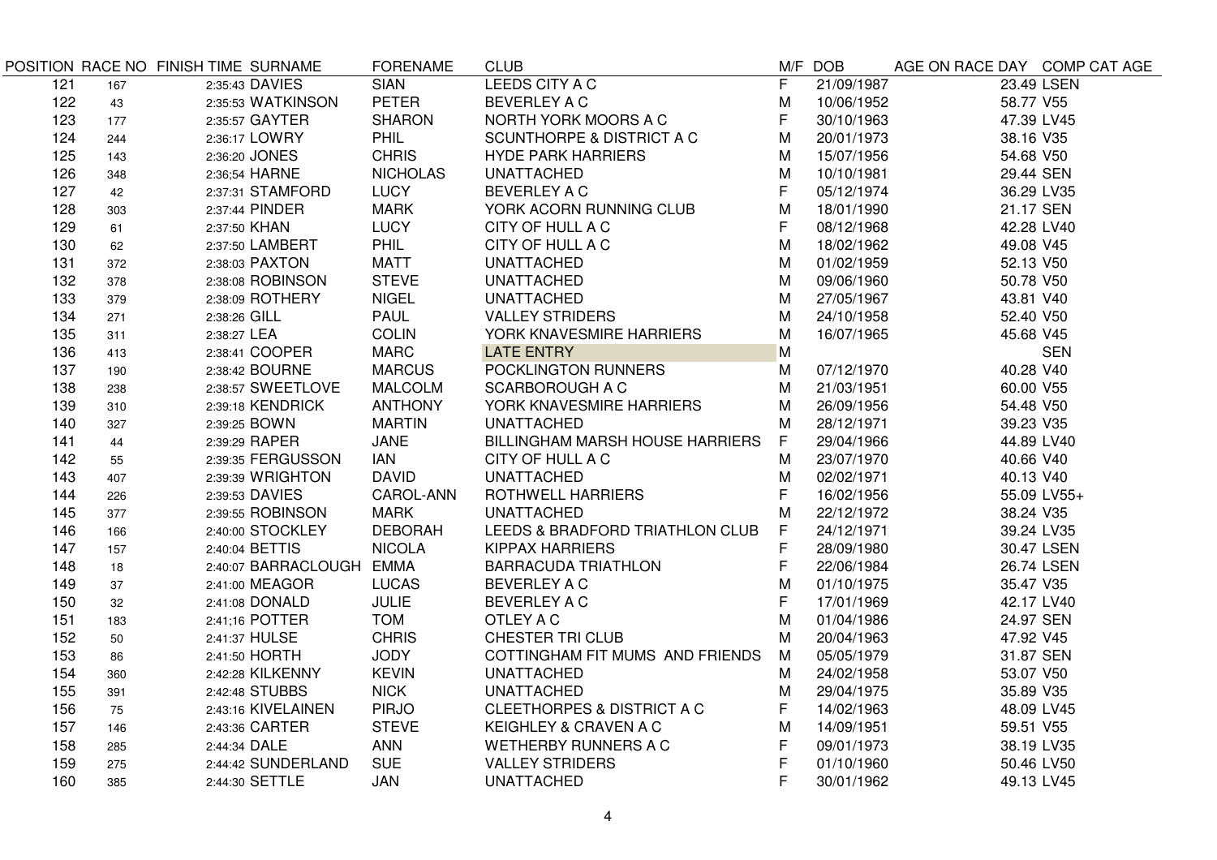| POSITION | RACE NO | FINISH TIME | SURNAME | FORENAME | CLUB | M/F | DOB | AGE ON RACE DAY | COMP CAT AGE |
|---|---|---|---|---|---|---|---|---|---|
| 121 | 167 | 2:35:43 | DAVIES | SIAN | LEEDS CITY A C | F | 21/09/1987 | 23.49 | LSEN |
| 122 | 43 | 2:35:53 | WATKINSON | PETER | BEVERLEY A C | M | 10/06/1952 | 58.77 | V55 |
| 123 | 177 | 2:35:57 | GAYTER | SHARON | NORTH YORK MOORS A C | F | 30/10/1963 | 47.39 | LV45 |
| 124 | 244 | 2:36:17 | LOWRY | PHIL | SCUNTHORPE & DISTRICT A C | M | 20/01/1973 | 38.16 | V35 |
| 125 | 143 | 2:36:20 | JONES | CHRIS | HYDE PARK HARRIERS | M | 15/07/1956 | 54.68 | V50 |
| 126 | 348 | 2:36;54 | HARNE | NICHOLAS | UNATTACHED | M | 10/10/1981 | 29.44 | SEN |
| 127 | 42 | 2:37:31 | STAMFORD | LUCY | BEVERLEY A C | F | 05/12/1974 | 36.29 | LV35 |
| 128 | 303 | 2:37:44 | PINDER | MARK | YORK ACORN RUNNING CLUB | M | 18/01/1990 | 21.17 | SEN |
| 129 | 61 | 2:37:50 | KHAN | LUCY | CITY OF HULL A C | F | 08/12/1968 | 42.28 | LV40 |
| 130 | 62 | 2:37:50 | LAMBERT | PHIL | CITY OF HULL A C | M | 18/02/1962 | 49.08 | V45 |
| 131 | 372 | 2:38:03 | PAXTON | MATT | UNATTACHED | M | 01/02/1959 | 52.13 | V50 |
| 132 | 378 | 2:38:08 | ROBINSON | STEVE | UNATTACHED | M | 09/06/1960 | 50.78 | V50 |
| 133 | 379 | 2:38:09 | ROTHERY | NIGEL | UNATTACHED | M | 27/05/1967 | 43.81 | V40 |
| 134 | 271 | 2:38:26 | GILL | PAUL | VALLEY STRIDERS | M | 24/10/1958 | 52.40 | V50 |
| 135 | 311 | 2:38:27 | LEA | COLIN | YORK KNAVESMIRE HARRIERS | M | 16/07/1965 | 45.68 | V45 |
| 136 | 413 | 2:38:41 | COOPER | MARC | LATE ENTRY | M | | | SEN |
| 137 | 190 | 2:38:42 | BOURNE | MARCUS | POCKLINGTON RUNNERS | M | 07/12/1970 | 40.28 | V40 |
| 138 | 238 | 2:38:57 | SWEETLOVE | MALCOLM | SCARBOROUGH A C | M | 21/03/1951 | 60.00 | V55 |
| 139 | 310 | 2:39:18 | KENDRICK | ANTHONY | YORK KNAVESMIRE HARRIERS | M | 26/09/1956 | 54.48 | V50 |
| 140 | 327 | 2:39:25 | BOWN | MARTIN | UNATTACHED | M | 28/12/1971 | 39.23 | V35 |
| 141 | 44 | 2:39:29 | RAPER | JANE | BILLINGHAM MARSH HOUSE HARRIERS | F | 29/04/1966 | 44.89 | LV40 |
| 142 | 55 | 2:39:35 | FERGUSSON | IAN | CITY OF HULL A C | M | 23/07/1970 | 40.66 | V40 |
| 143 | 407 | 2:39:39 | WRIGHTON | DAVID | UNATTACHED | M | 02/02/1971 | 40.13 | V40 |
| 144 | 226 | 2:39:53 | DAVIES | CAROL-ANN | ROTHWELL HARRIERS | F | 16/02/1956 | 55.09 | LV55+ |
| 145 | 377 | 2:39:55 | ROBINSON | MARK | UNATTACHED | M | 22/12/1972 | 38.24 | V35 |
| 146 | 166 | 2:40:00 | STOCKLEY | DEBORAH | LEEDS & BRADFORD TRIATHLON CLUB | F | 24/12/1971 | 39.24 | LV35 |
| 147 | 157 | 2:40:04 | BETTIS | NICOLA | KIPPAX HARRIERS | F | 28/09/1980 | 30.47 | LSEN |
| 148 | 18 | 2:40:07 | BARRACLOUGH | EMMA | BARRACUDA TRIATHLON | F | 22/06/1984 | 26.74 | LSEN |
| 149 | 37 | 2:41:00 | MEAGOR | LUCAS | BEVERLEY A C | M | 01/10/1975 | 35.47 | V35 |
| 150 | 32 | 2:41:08 | DONALD | JULIE | BEVERLEY A C | F | 17/01/1969 | 42.17 | LV40 |
| 151 | 183 | 2:41;16 | POTTER | TOM | OTLEY A C | M | 01/04/1986 | 24.97 | SEN |
| 152 | 50 | 2:41:37 | HULSE | CHRIS | CHESTER TRI CLUB | M | 20/04/1963 | 47.92 | V45 |
| 153 | 86 | 2:41:50 | HORTH | JODY | COTTINGHAM FIT MUMS AND FRIENDS | M | 05/05/1979 | 31.87 | SEN |
| 154 | 360 | 2:42:28 | KILKENNY | KEVIN | UNATTACHED | M | 24/02/1958 | 53.07 | V50 |
| 155 | 391 | 2:42:48 | STUBBS | NICK | UNATTACHED | M | 29/04/1975 | 35.89 | V35 |
| 156 | 75 | 2:43:16 | KIVELAINEN | PIRJO | CLEETHORPES & DISTRICT A C | F | 14/02/1963 | 48.09 | LV45 |
| 157 | 146 | 2:43:36 | CARTER | STEVE | KEIGHLEY & CRAVEN A C | M | 14/09/1951 | 59.51 | V55 |
| 158 | 285 | 2:44:34 | DALE | ANN | WETHERBY RUNNERS A C | F | 09/01/1973 | 38.19 | LV35 |
| 159 | 275 | 2:44:42 | SUNDERLAND | SUE | VALLEY STRIDERS | F | 01/10/1960 | 50.46 | LV50 |
| 160 | 385 | 2:44:30 | SETTLE | JAN | UNATTACHED | F | 30/01/1962 | 49.13 | LV45 |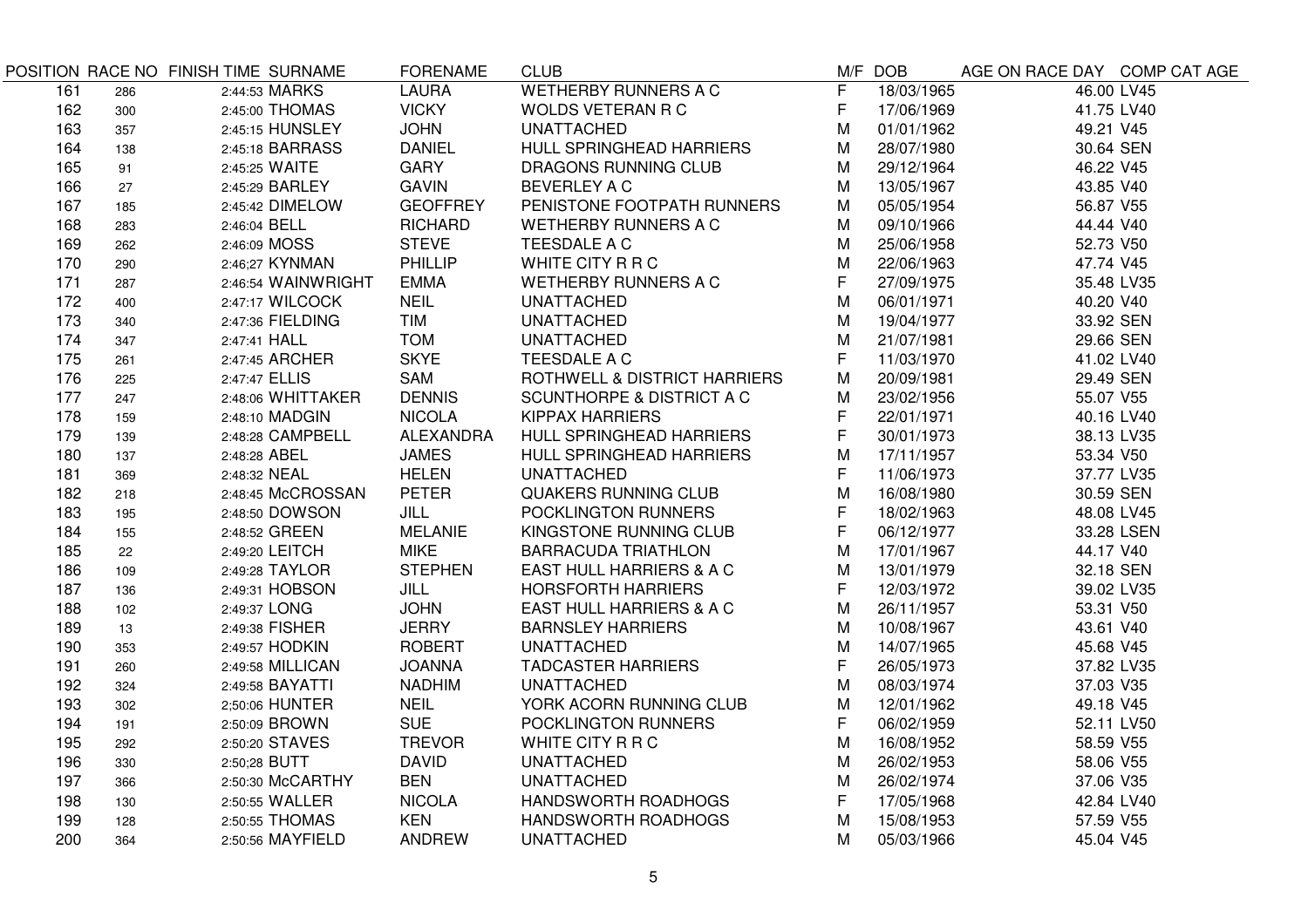| POSITION | RACE NO | FINISH TIME | SURNAME | FORENAME | CLUB | M/F | DOB | AGE ON RACE DAY | COMP CAT AGE |
|---|---|---|---|---|---|---|---|---|---|
| 161 | 286 | 2:44:53 | MARKS | LAURA | WETHERBY RUNNERS A C | F | 18/03/1965 | 46.00 | LV45 |
| 162 | 300 | 2:45:00 | THOMAS | VICKY | WOLDS VETERAN R C | F | 17/06/1969 | 41.75 | LV40 |
| 163 | 357 | 2:45:15 | HUNSLEY | JOHN | UNATTACHED | M | 01/01/1962 | 49.21 | V45 |
| 164 | 138 | 2:45:18 | BARRASS | DANIEL | HULL SPRINGHEAD HARRIERS | M | 28/07/1980 | 30.64 | SEN |
| 165 | 91 | 2:45:25 | WAITE | GARY | DRAGONS RUNNING CLUB | M | 29/12/1964 | 46.22 | V45 |
| 166 | 27 | 2:45:29 | BARLEY | GAVIN | BEVERLEY A C | M | 13/05/1967 | 43.85 | V40 |
| 167 | 185 | 2:45:42 | DIMELOW | GEOFFREY | PENISTONE FOOTPATH RUNNERS | M | 05/05/1954 | 56.87 | V55 |
| 168 | 283 | 2:46:04 | BELL | RICHARD | WETHERBY RUNNERS A C | M | 09/10/1966 | 44.44 | V40 |
| 169 | 262 | 2:46:09 | MOSS | STEVE | TEESDALE A C | M | 25/06/1958 | 52.73 | V50 |
| 170 | 290 | 2:46;27 | KYNMAN | PHILLIP | WHITE CITY R R C | M | 22/06/1963 | 47.74 | V45 |
| 171 | 287 | 2:46:54 | WAINWRIGHT | EMMA | WETHERBY RUNNERS A C | F | 27/09/1975 | 35.48 | LV35 |
| 172 | 400 | 2:47:17 | WILCOCK | NEIL | UNATTACHED | M | 06/01/1971 | 40.20 | V40 |
| 173 | 340 | 2:47:36 | FIELDING | TIM | UNATTACHED | M | 19/04/1977 | 33.92 | SEN |
| 174 | 347 | 2:47:41 | HALL | TOM | UNATTACHED | M | 21/07/1981 | 29.66 | SEN |
| 175 | 261 | 2:47:45 | ARCHER | SKYE | TEESDALE A C | F | 11/03/1970 | 41.02 | LV40 |
| 176 | 225 | 2:47:47 | ELLIS | SAM | ROTHWELL & DISTRICT HARRIERS | M | 20/09/1981 | 29.49 | SEN |
| 177 | 247 | 2:48:06 | WHITTAKER | DENNIS | SCUNTHORPE & DISTRICT A C | M | 23/02/1956 | 55.07 | V55 |
| 178 | 159 | 2:48:10 | MADGIN | NICOLA | KIPPAX HARRIERS | F | 22/01/1971 | 40.16 | LV40 |
| 179 | 139 | 2:48:28 | CAMPBELL | ALEXANDRA | HULL SPRINGHEAD HARRIERS | F | 30/01/1973 | 38.13 | LV35 |
| 180 | 137 | 2:48:28 | ABEL | JAMES | HULL SPRINGHEAD HARRIERS | M | 17/11/1957 | 53.34 | V50 |
| 181 | 369 | 2:48:32 | NEAL | HELEN | UNATTACHED | F | 11/06/1973 | 37.77 | LV35 |
| 182 | 218 | 2:48:45 | McCROSSAN | PETER | QUAKERS RUNNING CLUB | M | 16/08/1980 | 30.59 | SEN |
| 183 | 195 | 2:48:50 | DOWSON | JILL | POCKLINGTON RUNNERS | F | 18/02/1963 | 48.08 | LV45 |
| 184 | 155 | 2:48:52 | GREEN | MELANIE | KINGSTONE RUNNING CLUB | F | 06/12/1977 | 33.28 | LSEN |
| 185 | 22 | 2:49:20 | LEITCH | MIKE | BARRACUDA TRIATHLON | M | 17/01/1967 | 44.17 | V40 |
| 186 | 109 | 2:49:28 | TAYLOR | STEPHEN | EAST HULL HARRIERS & A C | M | 13/01/1979 | 32.18 | SEN |
| 187 | 136 | 2:49:31 | HOBSON | JILL | HORSFORTH HARRIERS | F | 12/03/1972 | 39.02 | LV35 |
| 188 | 102 | 2:49:37 | LONG | JOHN | EAST HULL HARRIERS & A C | M | 26/11/1957 | 53.31 | V50 |
| 189 | 13 | 2:49:38 | FISHER | JERRY | BARNSLEY HARRIERS | M | 10/08/1967 | 43.61 | V40 |
| 190 | 353 | 2:49:57 | HODKIN | ROBERT | UNATTACHED | M | 14/07/1965 | 45.68 | V45 |
| 191 | 260 | 2:49:58 | MILLICAN | JOANNA | TADCASTER HARRIERS | F | 26/05/1973 | 37.82 | LV35 |
| 192 | 324 | 2:49:58 | BAYATTI | NADHIM | UNATTACHED | M | 08/03/1974 | 37.03 | V35 |
| 193 | 302 | 2;50:06 | HUNTER | NEIL | YORK ACORN RUNNING CLUB | M | 12/01/1962 | 49.18 | V45 |
| 194 | 191 | 2:50:09 | BROWN | SUE | POCKLINGTON RUNNERS | F | 06/02/1959 | 52.11 | LV50 |
| 195 | 292 | 2:50:20 | STAVES | TREVOR | WHITE CITY R R C | M | 16/08/1952 | 58.59 | V55 |
| 196 | 330 | 2:50;28 | BUTT | DAVID | UNATTACHED | M | 26/02/1953 | 58.06 | V55 |
| 197 | 366 | 2:50:30 | McCARTHY | BEN | UNATTACHED | M | 26/02/1974 | 37.06 | V35 |
| 198 | 130 | 2:50:55 | WALLER | NICOLA | HANDSWORTH ROADHOGS | F | 17/05/1968 | 42.84 | LV40 |
| 199 | 128 | 2:50:55 | THOMAS | KEN | HANDSWORTH ROADHOGS | M | 15/08/1953 | 57.59 | V55 |
| 200 | 364 | 2:50:56 | MAYFIELD | ANDREW | UNATTACHED | M | 05/03/1966 | 45.04 | V45 |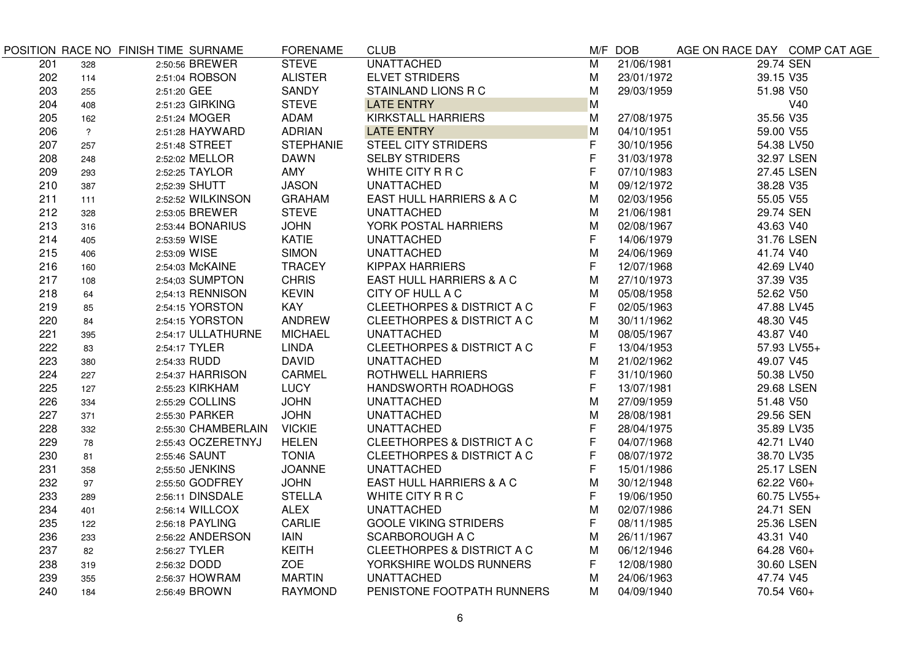| POSITION | RACE NO | FINISH TIME | SURNAME | FORENAME | CLUB | M/F | DOB | AGE ON RACE DAY | COMP CAT AGE |
|---|---|---|---|---|---|---|---|---|---|
| 201 | 328 | 2:50:56 | BREWER | STEVE | UNATTACHED | M | 21/06/1981 | 29.74 | SEN |
| 202 | 114 | 2:51:04 | ROBSON | ALISTER | ELVET STRIDERS | M | 23/01/1972 | 39.15 | V35 |
| 203 | 255 | 2:51:20 | GEE | SANDY | STAINLAND LIONS R C | M | 29/03/1959 | 51.98 | V50 |
| 204 | 408 | 2:51:23 | GIRKING | STEVE | LATE ENTRY | M | | | V40 |
| 205 | 162 | 2:51:24 | MOGER | ADAM | KIRKSTALL HARRIERS | M | 27/08/1975 | 35.56 | V35 |
| 206 | ? | 2:51:28 | HAYWARD | ADRIAN | LATE ENTRY | M | 04/10/1951 | 59.00 | V55 |
| 207 | 257 | 2:51:48 | STREET | STEPHANIE | STEEL CITY STRIDERS | F | 30/10/1956 | 54.38 | LV50 |
| 208 | 248 | 2:52:02 | MELLOR | DAWN | SELBY STRIDERS | F | 31/03/1978 | 32.97 | LSEN |
| 209 | 293 | 2:52:25 | TAYLOR | AMY | WHITE CITY R R C | F | 07/10/1983 | 27.45 | LSEN |
| 210 | 387 | 2;52:39 | SHUTT | JASON | UNATTACHED | M | 09/12/1972 | 38.28 | V35 |
| 211 | 111 | 2:52:52 | WILKINSON | GRAHAM | EAST HULL HARRIERS & A C | M | 02/03/1956 | 55.05 | V55 |
| 212 | 328 | 2:53:05 | BREWER | STEVE | UNATTACHED | M | 21/06/1981 | 29.74 | SEN |
| 213 | 316 | 2:53:44 | BONARIUS | JOHN | YORK POSTAL HARRIERS | M | 02/08/1967 | 43.63 | V40 |
| 214 | 405 | 2:53:59 | WISE | KATIE | UNATTACHED | F | 14/06/1979 | 31.76 | LSEN |
| 215 | 406 | 2:53:09 | WISE | SIMON | UNATTACHED | M | 24/06/1969 | 41.74 | V40 |
| 216 | 160 | 2:54:03 | McKAINE | TRACEY | KIPPAX HARRIERS | F | 12/07/1968 | 42.69 | LV40 |
| 217 | 108 | 2:54;03 | SUMPTON | CHRIS | EAST HULL HARRIERS & A C | M | 27/10/1973 | 37.39 | V35 |
| 218 | 64 | 2;54:13 | RENNISON | KEVIN | CITY OF HULL A C | M | 05/08/1958 | 52.62 | V50 |
| 219 | 85 | 2:54:15 | YORSTON | KAY | CLEETHORPES & DISTRICT A C | F | 02/05/1963 | 47.88 | LV45 |
| 220 | 84 | 2:54:15 | YORSTON | ANDREW | CLEETHORPES & DISTRICT A C | M | 30/11/1962 | 48.30 | V45 |
| 221 | 395 | 2:54:17 | ULLATHURNE | MICHAEL | UNATTACHED | M | 08/05/1967 | 43.87 | V40 |
| 222 | 83 | 2:54:17 | TYLER | LINDA | CLEETHORPES & DISTRICT A C | F | 13/04/1953 | 57.93 | LV55+ |
| 223 | 380 | 2:54:33 | RUDD | DAVID | UNATTACHED | M | 21/02/1962 | 49.07 | V45 |
| 224 | 227 | 2:54:37 | HARRISON | CARMEL | ROTHWELL HARRIERS | F | 31/10/1960 | 50.38 | LV50 |
| 225 | 127 | 2:55:23 | KIRKHAM | LUCY | HANDSWORTH ROADHOGS | F | 13/07/1981 | 29.68 | LSEN |
| 226 | 334 | 2:55:29 | COLLINS | JOHN | UNATTACHED | M | 27/09/1959 | 51.48 | V50 |
| 227 | 371 | 2:55:30 | PARKER | JOHN | UNATTACHED | M | 28/08/1981 | 29.56 | SEN |
| 228 | 332 | 2:55:30 | CHAMBERLAIN | VICKIE | UNATTACHED | F | 28/04/1975 | 35.89 | LV35 |
| 229 | 78 | 2:55:43 | OCZERETNYJ | HELEN | CLEETHORPES & DISTRICT A C | F | 04/07/1968 | 42.71 | LV40 |
| 230 | 81 | 2:55:46 | SAUNT | TONIA | CLEETHORPES & DISTRICT A C | F | 08/07/1972 | 38.70 | LV35 |
| 231 | 358 | 2;55:50 | JENKINS | JOANNE | UNATTACHED | F | 15/01/1986 | 25.17 | LSEN |
| 232 | 97 | 2:55:50 | GODFREY | JOHN | EAST HULL HARRIERS & A C | M | 30/12/1948 | 62.22 | V60+ |
| 233 | 289 | 2:56:11 | DINSDALE | STELLA | WHITE CITY R R C | F | 19/06/1950 | 60.75 | LV55+ |
| 234 | 401 | 2:56:14 | WILLCOX | ALEX | UNATTACHED | M | 02/07/1986 | 24.71 | SEN |
| 235 | 122 | 2:56:18 | PAYLING | CARLIE | GOOLE VIKING STRIDERS | F | 08/11/1985 | 25.36 | LSEN |
| 236 | 233 | 2:56:22 | ANDERSON | IAIN | SCARBOROUGH A C | M | 26/11/1967 | 43.31 | V40 |
| 237 | 82 | 2:56:27 | TYLER | KEITH | CLEETHORPES & DISTRICT A C | M | 06/12/1946 | 64.28 | V60+ |
| 238 | 319 | 2:56:32 | DODD | ZOE | YORKSHIRE WOLDS RUNNERS | F | 12/08/1980 | 30.60 | LSEN |
| 239 | 355 | 2:56:37 | HOWRAM | MARTIN | UNATTACHED | M | 24/06/1963 | 47.74 | V45 |
| 240 | 184 | 2:56:49 | BROWN | RAYMOND | PENISTONE FOOTPATH RUNNERS | M | 04/09/1940 | 70.54 | V60+ |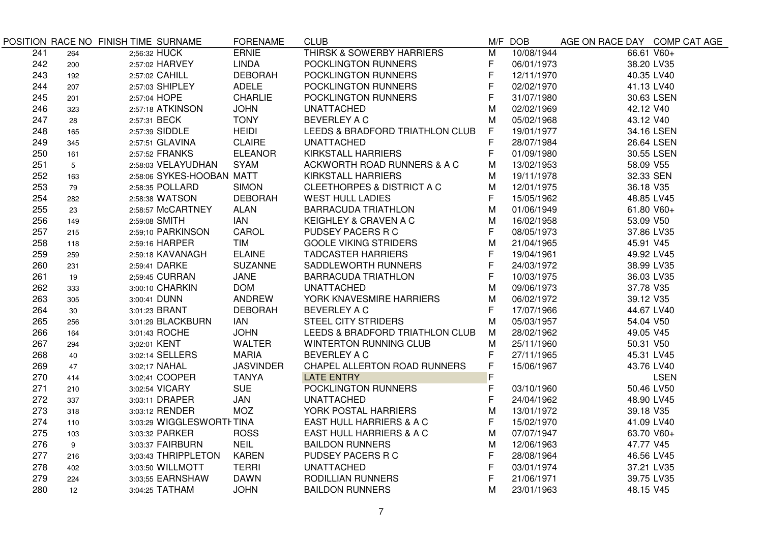| POSITION | RACE NO | FINISH TIME | SURNAME | FORENAME | CLUB | M/F | DOB | AGE ON RACE DAY | COMP CAT AGE |
|---|---|---|---|---|---|---|---|---|---|
| 241 | 264 | 2;56:32 | HUCK | ERNIE | THIRSK & SOWERBY HARRIERS | M | 10/08/1944 | 66.61 | V60+ |
| 242 | 200 | 2:57:02 | HARVEY | LINDA | POCKLINGTON RUNNERS | F | 06/01/1973 | 38.20 | LV35 |
| 243 | 192 | 2:57:02 | CAHILL | DEBORAH | POCKLINGTON RUNNERS | F | 12/11/1970 | 40.35 | LV40 |
| 244 | 207 | 2:57:03 | SHIPLEY | ADELE | POCKLINGTON RUNNERS | F | 02/02/1970 | 41.13 | LV40 |
| 245 | 201 | 2:57:04 | HOPE | CHARLIE | POCKLINGTON RUNNERS | F | 31/07/1980 | 30.63 | LSEN |
| 246 | 323 | 2:57:18 | ATKINSON | JOHN | UNATTACHED | M | 02/02/1969 | 42.12 | V40 |
| 247 | 28 | 2:57:31 | BECK | TONY | BEVERLEY A C | M | 05/02/1968 | 43.12 | V40 |
| 248 | 165 | 2:57:39 | SIDDLE | HEIDI | LEEDS & BRADFORD TRIATHLON CLUB | F | 19/01/1977 | 34.16 | LSEN |
| 249 | 345 | 2:57:51 | GLAVINA | CLAIRE | UNATTACHED | F | 28/07/1984 | 26.64 | LSEN |
| 250 | 161 | 2:57:52 | FRANKS | ELEANOR | KIRKSTALL HARRIERS | F | 01/09/1980 | 30.55 | LSEN |
| 251 | 5 | 2:58:03 | VELAYUDHAN | SYAM | ACKWORTH ROAD RUNNERS & A C | M | 13/02/1953 | 58.09 | V55 |
| 252 | 163 | 2:58:06 | SYKES-HOOBAN | MATT | KIRKSTALL HARRIERS | M | 19/11/1978 | 32.33 | SEN |
| 253 | 79 | 2:58:35 | POLLARD | SIMON | CLEETHORPES & DISTRICT A C | M | 12/01/1975 | 36.18 | V35 |
| 254 | 282 | 2:58:38 | WATSON | DEBORAH | WEST HULL LADIES | F | 15/05/1962 | 48.85 | LV45 |
| 255 | 23 | 2:58:57 | McCARTNEY | ALAN | BARRACUDA TRIATHLON | M | 01/06/1949 | 61.80 | V60+ |
| 256 | 149 | 2:59:08 | SMITH | IAN | KEIGHLEY & CRAVEN A C | M | 16/02/1958 | 53.09 | V50 |
| 257 | 215 | 2:59;10 | PARKINSON | CAROL | PUDSEY PACERS R C | F | 08/05/1973 | 37.86 | LV35 |
| 258 | 118 | 2:59:16 | HARPER | TIM | GOOLE VIKING STRIDERS | M | 21/04/1965 | 45.91 | V45 |
| 259 | 259 | 2:59:18 | KAVANAGH | ELAINE | TADCASTER HARRIERS | F | 19/04/1961 | 49.92 | LV45 |
| 260 | 231 | 2:59:41 | DARKE | SUZANNE | SADDLEWORTH RUNNERS | F | 24/03/1972 | 38.99 | LV35 |
| 261 | 19 | 2;59:45 | CURRAN | JANE | BARRACUDA TRIATHLON | F | 10/03/1975 | 36.03 | LV35 |
| 262 | 333 | 3:00:10 | CHARKIN | DOM | UNATTACHED | M | 09/06/1973 | 37.78 | V35 |
| 263 | 305 | 3:00:41 | DUNN | ANDREW | YORK KNAVESMIRE HARRIERS | M | 06/02/1972 | 39.12 | V35 |
| 264 | 30 | 3:01:23 | BRANT | DEBORAH | BEVERLEY A C | F | 17/07/1966 | 44.67 | LV40 |
| 265 | 256 | 3:01:29 | BLACKBURN | IAN | STEEL CITY STRIDERS | M | 05/03/1957 | 54.04 | V50 |
| 266 | 164 | 3:01:43 | ROCHE | JOHN | LEEDS & BRADFORD TRIATHLON CLUB | M | 28/02/1962 | 49.05 | V45 |
| 267 | 294 | 3;02:01 | KENT | WALTER | WINTERTON RUNNING CLUB | M | 25/11/1960 | 50.31 | V50 |
| 268 | 40 | 3:02:14 | SELLERS | MARIA | BEVERLEY A C | F | 27/11/1965 | 45.31 | LV45 |
| 269 | 47 | 3:02;17 | NAHAL | JASVINDER | CHAPEL ALLERTON ROAD RUNNERS | F | 15/06/1967 | 43.76 | LV40 |
| 270 | 414 | 3:02;41 | COOPER | TANYA | LATE ENTRY | F | | | LSEN |
| 271 | 210 | 3:02:54 | VICARY | SUE | POCKLINGTON RUNNERS | F | 03/10/1960 | 50.46 | LV50 |
| 272 | 337 | 3:03:11 | DRAPER | JAN | UNATTACHED | F | 24/04/1962 | 48.90 | LV45 |
| 273 | 318 | 3:03:12 | RENDER | MOZ | YORK POSTAL HARRIERS | M | 13/01/1972 | 39.18 | V35 |
| 274 | 110 | 3:03:29 | WIGGLESWORTH | TINA | EAST HULL HARRIERS & A C | F | 15/02/1970 | 41.09 | LV40 |
| 275 | 103 | 3:03:32 | PARKER | ROSS | EAST HULL HARRIERS & A C | M | 07/07/1947 | 63.70 | V60+ |
| 276 | 9 | 3:03:37 | FAIRBURN | NEIL | BAILDON RUNNERS | M | 12/06/1963 | 47.77 | V45 |
| 277 | 216 | 3;03:43 | THRIPPLETON | KAREN | PUDSEY PACERS R C | F | 28/08/1964 | 46.56 | LV45 |
| 278 | 402 | 3:03:50 | WILLMOTT | TERRI | UNATTACHED | F | 03/01/1974 | 37.21 | LV35 |
| 279 | 224 | 3:03;55 | EARNSHAW | DAWN | RODILLIAN RUNNERS | F | 21/06/1971 | 39.75 | LV35 |
| 280 | 12 | 3:04:25 | TATHAM | JOHN | BAILDON RUNNERS | M | 23/01/1963 | 48.15 | V45 |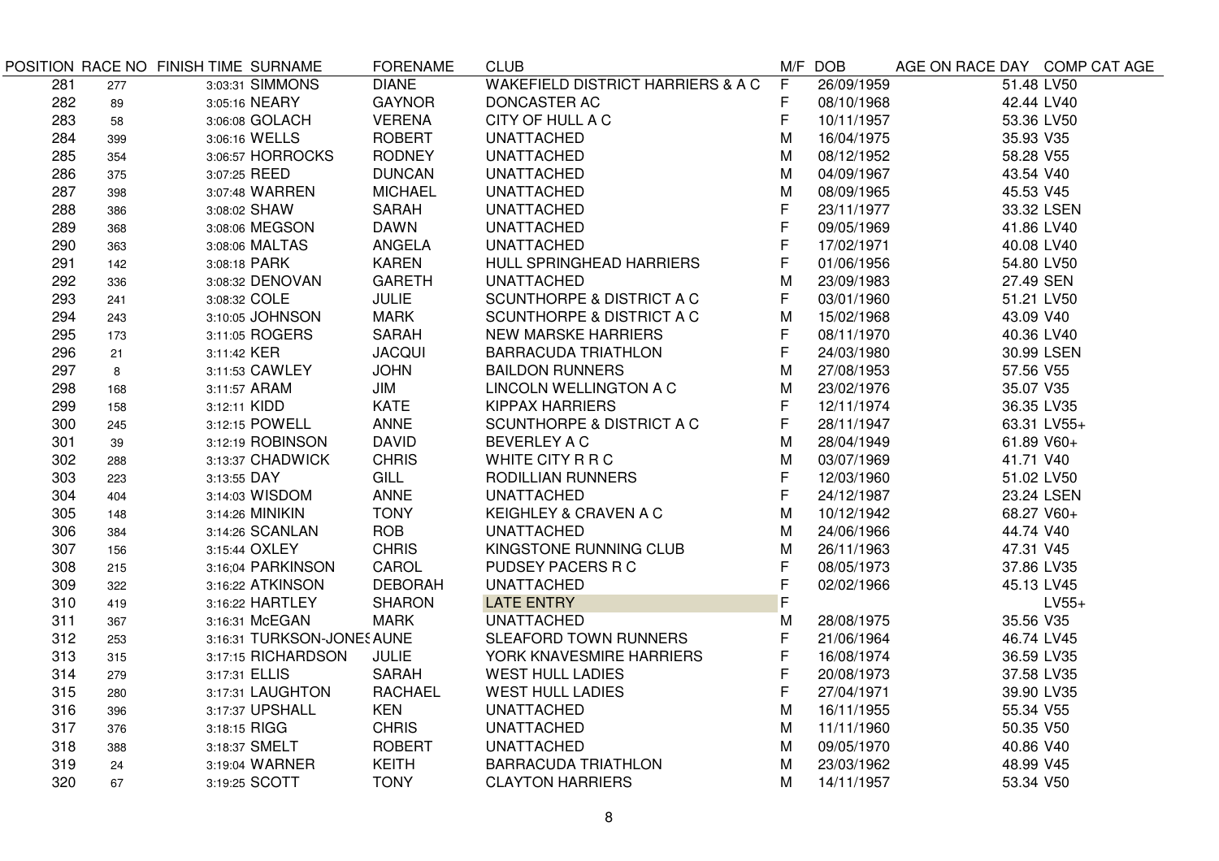| POSITION | RACE NO | FINISH TIME | SURNAME | FORENAME | CLUB | M/F | DOB | AGE ON RACE DAY | COMP CAT AGE |
|---|---|---|---|---|---|---|---|---|---|
| 281 | 277 | 3:03:31 | SIMMONS | DIANE | WAKEFIELD DISTRICT HARRIERS & A C | F | 26/09/1959 | 51.48 | LV50 |
| 282 | 89 | 3:05:16 | NEARY | GAYNOR | DONCASTER AC | F | 08/10/1968 | 42.44 | LV40 |
| 283 | 58 | 3:06:08 | GOLACH | VERENA | CITY OF HULL A C | F | 10/11/1957 | 53.36 | LV50 |
| 284 | 399 | 3:06:16 | WELLS | ROBERT | UNATTACHED | M | 16/04/1975 | 35.93 | V35 |
| 285 | 354 | 3:06:57 | HORROCKS | RODNEY | UNATTACHED | M | 08/12/1952 | 58.28 | V55 |
| 286 | 375 | 3:07:25 | REED | DUNCAN | UNATTACHED | M | 04/09/1967 | 43.54 | V40 |
| 287 | 398 | 3:07:48 | WARREN | MICHAEL | UNATTACHED | M | 08/09/1965 | 45.53 | V45 |
| 288 | 386 | 3:08:02 | SHAW | SARAH | UNATTACHED | F | 23/11/1977 | 33.32 | LSEN |
| 289 | 368 | 3:08:06 | MEGSON | DAWN | UNATTACHED | F | 09/05/1969 | 41.86 | LV40 |
| 290 | 363 | 3:08:06 | MALTAS | ANGELA | UNATTACHED | F | 17/02/1971 | 40.08 | LV40 |
| 291 | 142 | 3:08:18 | PARK | KAREN | HULL SPRINGHEAD HARRIERS | F | 01/06/1956 | 54.80 | LV50 |
| 292 | 336 | 3:08:32 | DENOVAN | GARETH | UNATTACHED | M | 23/09/1983 | 27.49 | SEN |
| 293 | 241 | 3:08:32 | COLE | JULIE | SCUNTHORPE & DISTRICT A C | F | 03/01/1960 | 51.21 | LV50 |
| 294 | 243 | 3:10:05 | JOHNSON | MARK | SCUNTHORPE & DISTRICT A C | M | 15/02/1968 | 43.09 | V40 |
| 295 | 173 | 3:11:05 | ROGERS | SARAH | NEW MARSKE HARRIERS | F | 08/11/1970 | 40.36 | LV40 |
| 296 | 21 | 3:11:42 | KER | JACQUI | BARRACUDA TRIATHLON | F | 24/03/1980 | 30.99 | LSEN |
| 297 | 8 | 3:11:53 | CAWLEY | JOHN | BAILDON RUNNERS | M | 27/08/1953 | 57.56 | V55 |
| 298 | 168 | 3:11:57 | ARAM | JIM | LINCOLN WELLINGTON A C | M | 23/02/1976 | 35.07 | V35 |
| 299 | 158 | 3:12:11 | KIDD | KATE | KIPPAX HARRIERS | F | 12/11/1974 | 36.35 | LV35 |
| 300 | 245 | 3:12:15 | POWELL | ANNE | SCUNTHORPE & DISTRICT A C | F | 28/11/1947 | 63.31 | LV55+ |
| 301 | 39 | 3:12:19 | ROBINSON | DAVID | BEVERLEY A C | M | 28/04/1949 | 61.89 | V60+ |
| 302 | 288 | 3:13:37 | CHADWICK | CHRIS | WHITE CITY R R C | M | 03/07/1969 | 41.71 | V40 |
| 303 | 223 | 3:13:55 | DAY | GILL | RODILLIAN RUNNERS | F | 12/03/1960 | 51.02 | LV50 |
| 304 | 404 | 3:14:03 | WISDOM | ANNE | UNATTACHED | F | 24/12/1987 | 23.24 | LSEN |
| 305 | 148 | 3:14:26 | MINIKIN | TONY | KEIGHLEY & CRAVEN A C | M | 10/12/1942 | 68.27 | V60+ |
| 306 | 384 | 3:14:26 | SCANLAN | ROB | UNATTACHED | M | 24/06/1966 | 44.74 | V40 |
| 307 | 156 | 3:15:44 | OXLEY | CHRIS | KINGSTONE RUNNING CLUB | M | 26/11/1963 | 47.31 | V45 |
| 308 | 215 | 3:16:04 | PARKINSON | CAROL | PUDSEY PACERS R C | F | 08/05/1973 | 37.86 | LV35 |
| 309 | 322 | 3:16:22 | ATKINSON | DEBORAH | UNATTACHED | F | 02/02/1966 | 45.13 | LV45 |
| 310 | 419 | 3:16:22 | HARTLEY | SHARON | LATE ENTRY | F | | | LV55+ |
| 311 | 367 | 3:16:31 | McEGAN | MARK | UNATTACHED | M | 28/08/1975 | 35.56 | V35 |
| 312 | 253 | 3:16:31 | TURKSON-JONES | AUNE | SLEAFORD TOWN RUNNERS | F | 21/06/1964 | 46.74 | LV45 |
| 313 | 315 | 3:17:15 | RICHARDSON | JULIE | YORK KNAVESMIRE HARRIERS | F | 16/08/1974 | 36.59 | LV35 |
| 314 | 279 | 3:17:31 | ELLIS | SARAH | WEST HULL LADIES | F | 20/08/1973 | 37.58 | LV35 |
| 315 | 280 | 3:17:31 | LAUGHTON | RACHAEL | WEST HULL LADIES | F | 27/04/1971 | 39.90 | LV35 |
| 316 | 396 | 3:17:37 | UPSHALL | KEN | UNATTACHED | M | 16/11/1955 | 55.34 | V55 |
| 317 | 376 | 3:18:15 | RIGG | CHRIS | UNATTACHED | M | 11/11/1960 | 50.35 | V50 |
| 318 | 388 | 3:18:37 | SMELT | ROBERT | UNATTACHED | M | 09/05/1970 | 40.86 | V40 |
| 319 | 24 | 3:19:04 | WARNER | KEITH | BARRACUDA TRIATHLON | M | 23/03/1962 | 48.99 | V45 |
| 320 | 67 | 3:19:25 | SCOTT | TONY | CLAYTON HARRIERS | M | 14/11/1957 | 53.34 | V50 |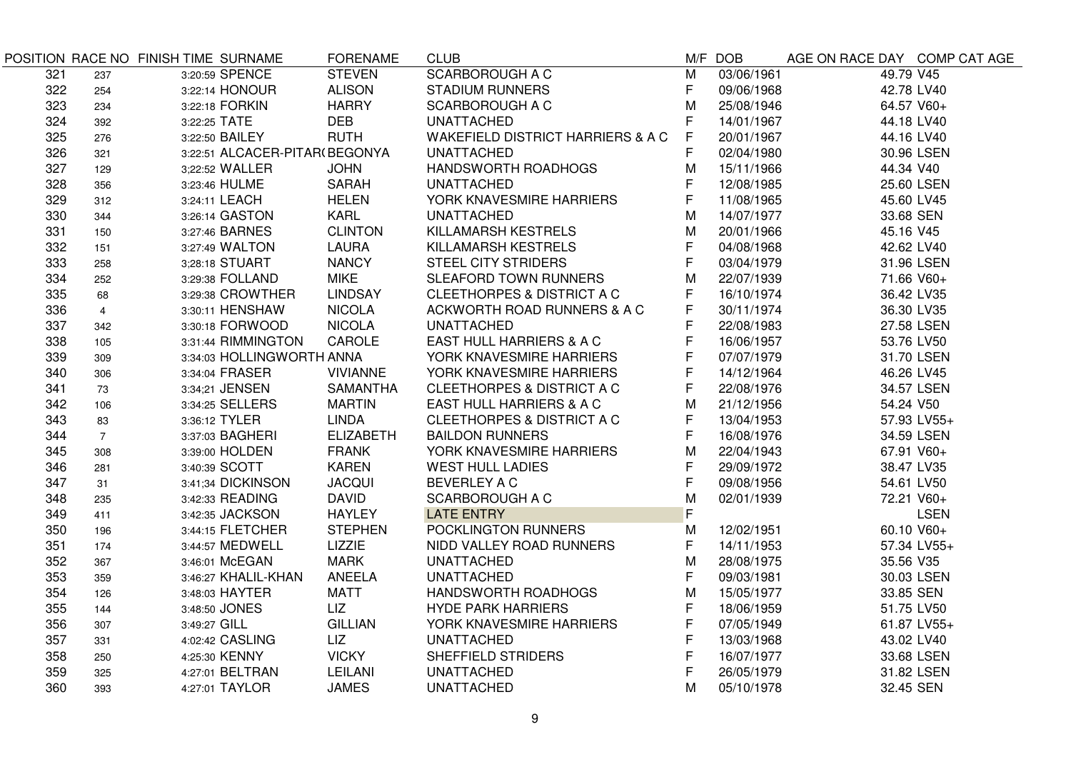| POSITION | RACE NO | FINISH TIME | SURNAME | FORENAME | CLUB | M/F | DOB | AGE ON RACE DAY | COMP CAT AGE |
|---|---|---|---|---|---|---|---|---|---|
| 321 | 237 | 3:20:59 | SPENCE | STEVEN | SCARBOROUGH A C | M | 03/06/1961 | 49.79 | V45 |
| 322 | 254 | 3:22:14 | HONOUR | ALISON | STADIUM RUNNERS | F | 09/06/1968 | 42.78 | LV40 |
| 323 | 234 | 3:22:18 | FORKIN | HARRY | SCARBOROUGH A C | M | 25/08/1946 | 64.57 | V60+ |
| 324 | 392 | 3:22:25 | TATE | DEB | UNATTACHED | F | 14/01/1967 | 44.18 | LV40 |
| 325 | 276 | 3:22:50 | BAILEY | RUTH | WAKEFIELD DISTRICT HARRIERS & A C | F | 20/01/1967 | 44.16 | LV40 |
| 326 | 321 | 3:22:51 | ALCACER-PITAR( | BEGONYA | UNATTACHED | F | 02/04/1980 | 30.96 | LSEN |
| 327 | 129 | 3;22:52 | WALLER | JOHN | HANDSWORTH ROADHOGS | M | 15/11/1966 | 44.34 | V40 |
| 328 | 356 | 3:23:46 | HULME | SARAH | UNATTACHED | F | 12/08/1985 | 25.60 | LSEN |
| 329 | 312 | 3:24:11 | LEACH | HELEN | YORK KNAVESMIRE HARRIERS | F | 11/08/1965 | 45.60 | LV45 |
| 330 | 344 | 3:26:14 | GASTON | KARL | UNATTACHED | M | 14/07/1977 | 33.68 | SEN |
| 331 | 150 | 3:27:46 | BARNES | CLINTON | KILLAMARSH KESTRELS | M | 20/01/1966 | 45.16 | V45 |
| 332 | 151 | 3:27:49 | WALTON | LAURA | KILLAMARSH KESTRELS | F | 04/08/1968 | 42.62 | LV40 |
| 333 | 258 | 3;28:18 | STUART | NANCY | STEEL CITY STRIDERS | F | 03/04/1979 | 31.96 | LSEN |
| 334 | 252 | 3:29:38 | FOLLAND | MIKE | SLEAFORD TOWN RUNNERS | M | 22/07/1939 | 71.66 | V60+ |
| 335 | 68 | 3:29:38 | CROWTHER | LINDSAY | CLEETHORPES & DISTRICT A C | F | 16/10/1974 | 36.42 | LV35 |
| 336 | 4 | 3:30:11 | HENSHAW | NICOLA | ACKWORTH ROAD RUNNERS & A C | F | 30/11/1974 | 36.30 | LV35 |
| 337 | 342 | 3:30:18 | FORWOOD | NICOLA | UNATTACHED | F | 22/08/1983 | 27.58 | LSEN |
| 338 | 105 | 3:31:44 | RIMMINGTON | CAROLE | EAST HULL HARRIERS & A C | F | 16/06/1957 | 53.76 | LV50 |
| 339 | 309 | 3:34:03 | HOLLINGWORTH | ANNA | YORK KNAVESMIRE HARRIERS | F | 07/07/1979 | 31.70 | LSEN |
| 340 | 306 | 3:34:04 | FRASER | VIVIANNE | YORK KNAVESMIRE HARRIERS | F | 14/12/1964 | 46.26 | LV45 |
| 341 | 73 | 3:34;21 | JENSEN | SAMANTHA | CLEETHORPES & DISTRICT A C | F | 22/08/1976 | 34.57 | LSEN |
| 342 | 106 | 3:34:25 | SELLERS | MARTIN | EAST HULL HARRIERS & A C | M | 21/12/1956 | 54.24 | V50 |
| 343 | 83 | 3:36:12 | TYLER | LINDA | CLEETHORPES & DISTRICT A C | F | 13/04/1953 | 57.93 | LV55+ |
| 344 | 7 | 3:37:03 | BAGHERI | ELIZABETH | BAILDON RUNNERS | F | 16/08/1976 | 34.59 | LSEN |
| 345 | 308 | 3:39:00 | HOLDEN | FRANK | YORK KNAVESMIRE HARRIERS | M | 22/04/1943 | 67.91 | V60+ |
| 346 | 281 | 3:40:39 | SCOTT | KAREN | WEST HULL LADIES | F | 29/09/1972 | 38.47 | LV35 |
| 347 | 31 | 3:41;34 | DICKINSON | JACQUI | BEVERLEY A C | F | 09/08/1956 | 54.61 | LV50 |
| 348 | 235 | 3:42:33 | READING | DAVID | SCARBOROUGH A C | M | 02/01/1939 | 72.21 | V60+ |
| 349 | 411 | 3:42:35 | JACKSON | HAYLEY | LATE ENTRY | F | | | LSEN |
| 350 | 196 | 3:44:15 | FLETCHER | STEPHEN | POCKLINGTON RUNNERS | M | 12/02/1951 | 60.10 | V60+ |
| 351 | 174 | 3:44:57 | MEDWELL | LIZZIE | NIDD VALLEY ROAD RUNNERS | F | 14/11/1953 | 57.34 | LV55+ |
| 352 | 367 | 3:46:01 | McEGAN | MARK | UNATTACHED | M | 28/08/1975 | 35.56 | V35 |
| 353 | 359 | 3:46:27 | KHALIL-KHAN | ANEELA | UNATTACHED | F | 09/03/1981 | 30.03 | LSEN |
| 354 | 126 | 3:48:03 | HAYTER | MATT | HANDSWORTH ROADHOGS | M | 15/05/1977 | 33.85 | SEN |
| 355 | 144 | 3:48:50 | JONES | LIZ | HYDE PARK HARRIERS | F | 18/06/1959 | 51.75 | LV50 |
| 356 | 307 | 3:49:27 | GILL | GILLIAN | YORK KNAVESMIRE HARRIERS | F | 07/05/1949 | 61.87 | LV55+ |
| 357 | 331 | 4:02:42 | CASLING | LIZ | UNATTACHED | F | 13/03/1968 | 43.02 | LV40 |
| 358 | 250 | 4:25:30 | KENNY | VICKY | SHEFFIELD STRIDERS | F | 16/07/1977 | 33.68 | LSEN |
| 359 | 325 | 4:27:01 | BELTRAN | LEILANI | UNATTACHED | F | 26/05/1979 | 31.82 | LSEN |
| 360 | 393 | 4:27:01 | TAYLOR | JAMES | UNATTACHED | M | 05/10/1978 | 32.45 | SEN |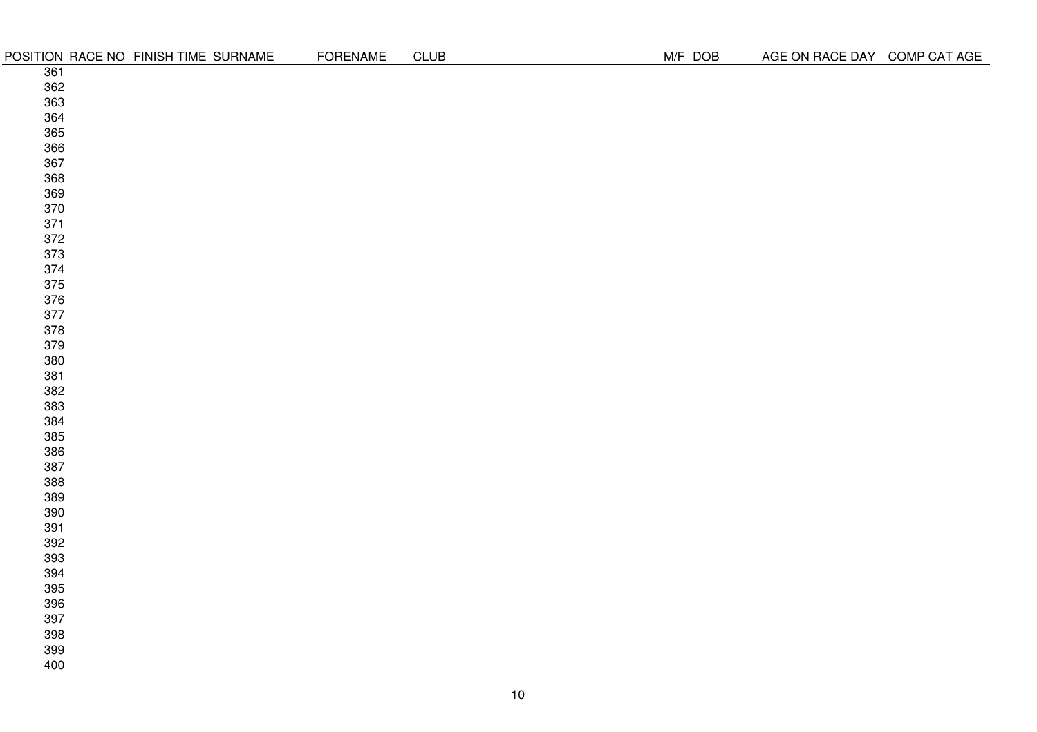| POSITION | RACE NO | FINISH TIME | SURNAME | FORENAME | CLUB | M/F | DOB | AGE ON RACE DAY | COMP CAT AGE |
|---|---|---|---|---|---|---|---|---|---|
| 361 | | | | | | | | | |
| 362 | | | | | | | | | |
| 363 | | | | | | | | | |
| 364 | | | | | | | | | |
| 365 | | | | | | | | | |
| 366 | | | | | | | | | |
| 367 | | | | | | | | | |
| 368 | | | | | | | | | |
| 369 | | | | | | | | | |
| 370 | | | | | | | | | |
| 371 | | | | | | | | | |
| 372 | | | | | | | | | |
| 373 | | | | | | | | | |
| 374 | | | | | | | | | |
| 375 | | | | | | | | | |
| 376 | | | | | | | | | |
| 377 | | | | | | | | | |
| 378 | | | | | | | | | |
| 379 | | | | | | | | | |
| 380 | | | | | | | | | |
| 381 | | | | | | | | | |
| 382 | | | | | | | | | |
| 383 | | | | | | | | | |
| 384 | | | | | | | | | |
| 385 | | | | | | | | | |
| 386 | | | | | | | | | |
| 387 | | | | | | | | | |
| 388 | | | | | | | | | |
| 389 | | | | | | | | | |
| 390 | | | | | | | | | |
| 391 | | | | | | | | | |
| 392 | | | | | | | | | |
| 393 | | | | | | | | | |
| 394 | | | | | | | | | |
| 395 | | | | | | | | | |
| 396 | | | | | | | | | |
| 397 | | | | | | | | | |
| 398 | | | | | | | | | |
| 399 | | | | | | | | | |
| 400 | | | | | | | | | |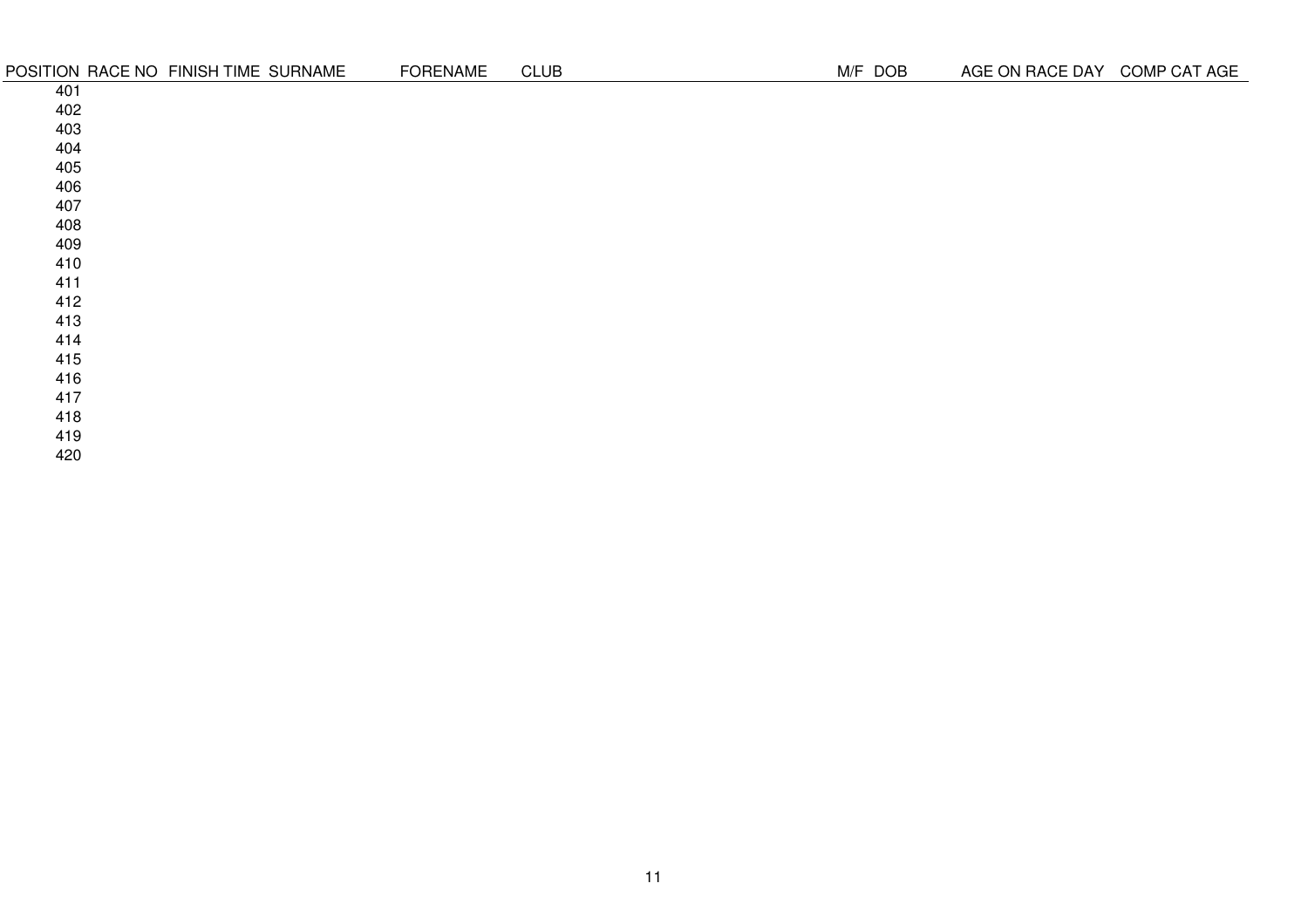| POSITION | RACE NO | FINISH TIME | SURNAME | FORENAME | CLUB | M/F | DOB | AGE ON RACE DAY | COMP CAT AGE |
|---|---|---|---|---|---|---|---|---|---|
| 401 | | | | | | | | | |
| 402 | | | | | | | | | |
| 403 | | | | | | | | | |
| 404 | | | | | | | | | |
| 405 | | | | | | | | | |
| 406 | | | | | | | | | |
| 407 | | | | | | | | | |
| 408 | | | | | | | | | |
| 409 | | | | | | | | | |
| 410 | | | | | | | | | |
| 411 | | | | | | | | | |
| 412 | | | | | | | | | |
| 413 | | | | | | | | | |
| 414 | | | | | | | | | |
| 415 | | | | | | | | | |
| 416 | | | | | | | | | |
| 417 | | | | | | | | | |
| 418 | | | | | | | | | |
| 419 | | | | | | | | | |
| 420 | | | | | | | | | |